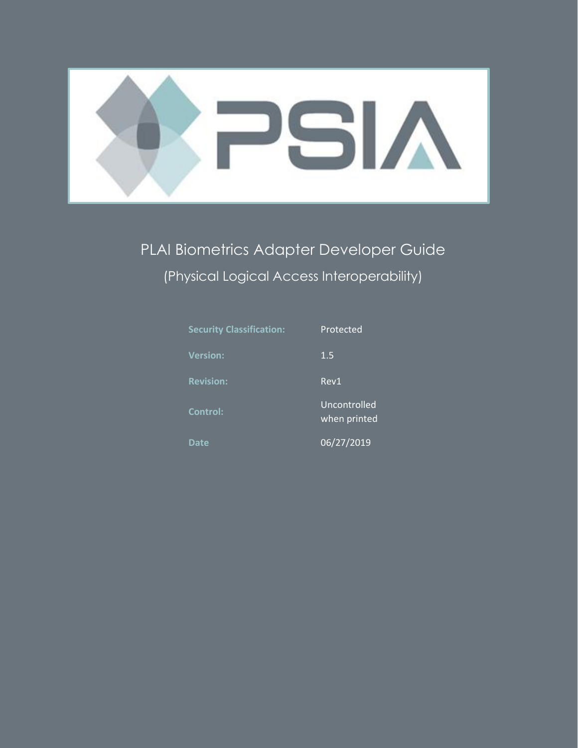# PLAI Biometrics Adapter Developer Guide

## (Physical Logical Access Interoperability)

| | |
|---|---|
| **Security Classification:** | Protected |
| **Version:** | 1.5 |
| **Revision:** | Rev1 |
| **Control:** | Uncontrolled when printed |
| **Date** | 06/27/2019 |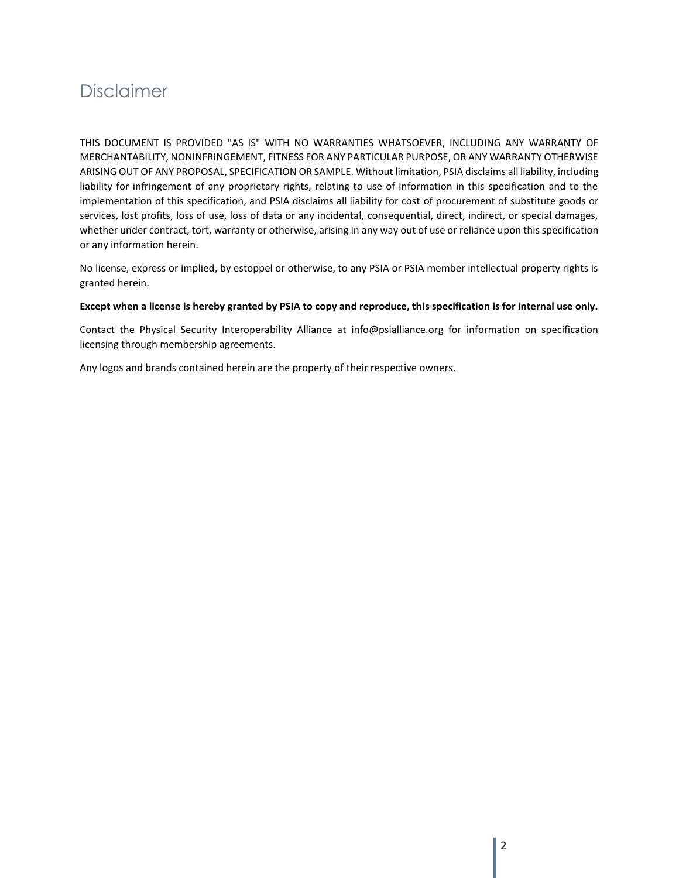# Disclaimer

THIS DOCUMENT IS PROVIDED "AS IS" WITH NO WARRANTIES WHATSOEVER, INCLUDING ANY WARRANTY OF MERCHANTABILITY, NONINFRINGEMENT, FITNESS FOR ANY PARTICULAR PURPOSE, OR ANY WARRANTY OTHERWISE ARISING OUT OF ANY PROPOSAL, SPECIFICATION OR SAMPLE. Without limitation, PSIA disclaims all liability, including liability for infringement of any proprietary rights, relating to use of information in this specification and to the implementation of this specification, and PSIA disclaims all liability for cost of procurement of substitute goods or services, lost profits, loss of use, loss of data or any incidental, consequential, direct, indirect, or special damages, whether under contract, tort, warranty or otherwise, arising in any way out of use or reliance upon this specification or any information herein.

No license, express or implied, by estoppel or otherwise, to any PSIA or PSIA member intellectual property rights is granted herein.

**Except when a license is hereby granted by PSIA to copy and reproduce, this specification is for internal use only.**

Contact the Physical Security Interoperability Alliance at info@psialliance.org for information on specification licensing through membership agreements.

Any logos and brands contained herein are the property of their respective owners.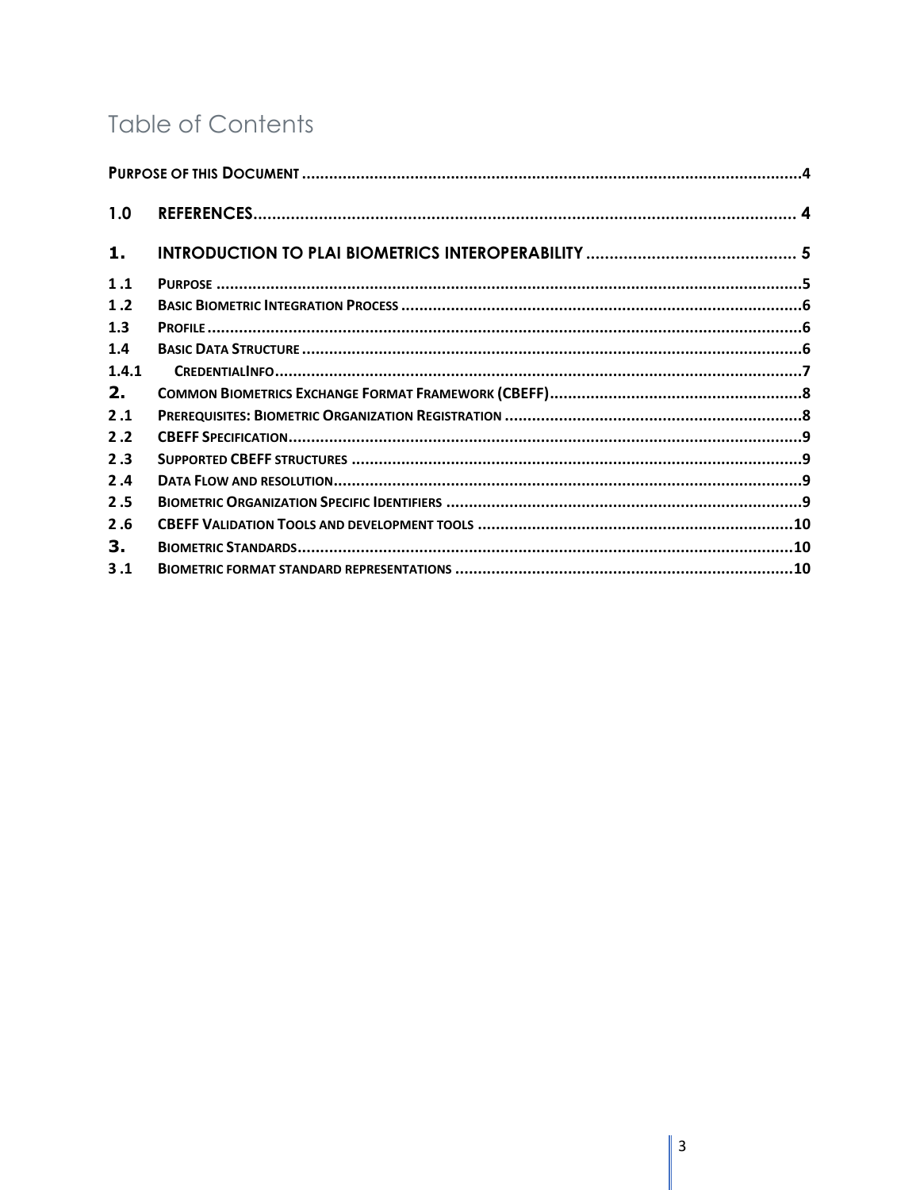# Table of Contents

| | | |
|---|---|---|
| PURPOSE OF THIS DOCUMENT | | 4 |
| 1.0 | REFERENCES | 4 |
| 1. | INTRODUCTION TO PLAI BIOMETRICS INTEROPERABILITY | 5 |
| 1 .1 | PURPOSE | 5 |
| 1 .2 | BASIC BIOMETRIC INTEGRATION PROCESS | 6 |
| 1.3 | PROFILE | 6 |
| 1.4 | BASIC DATA STRUCTURE | 6 |
| 1.4.1 | CREDENTIALINFO | 7 |
| 2. | COMMON BIOMETRICS EXCHANGE FORMAT FRAMEWORK (CBEFF) | 8 |
| 2 .1 | PREREQUISITES: BIOMETRIC ORGANIZATION REGISTRATION | 8 |
| 2 .2 | CBEFF SPECIFICATION | 9 |
| 2 .3 | SUPPORTED CBEFF STRUCTURES | 9 |
| 2 .4 | DATA FLOW AND RESOLUTION | 9 |
| 2 .5 | BIOMETRIC ORGANIZATION SPECIFIC IDENTIFIERS | 9 |
| 2 .6 | CBEFF VALIDATION TOOLS AND DEVELOPMENT TOOLS | 10 |
| 3. | BIOMETRIC STANDARDS | 10 |
| 3 .1 | BIOMETRIC FORMAT STANDARD REPRESENTATIONS | 10 |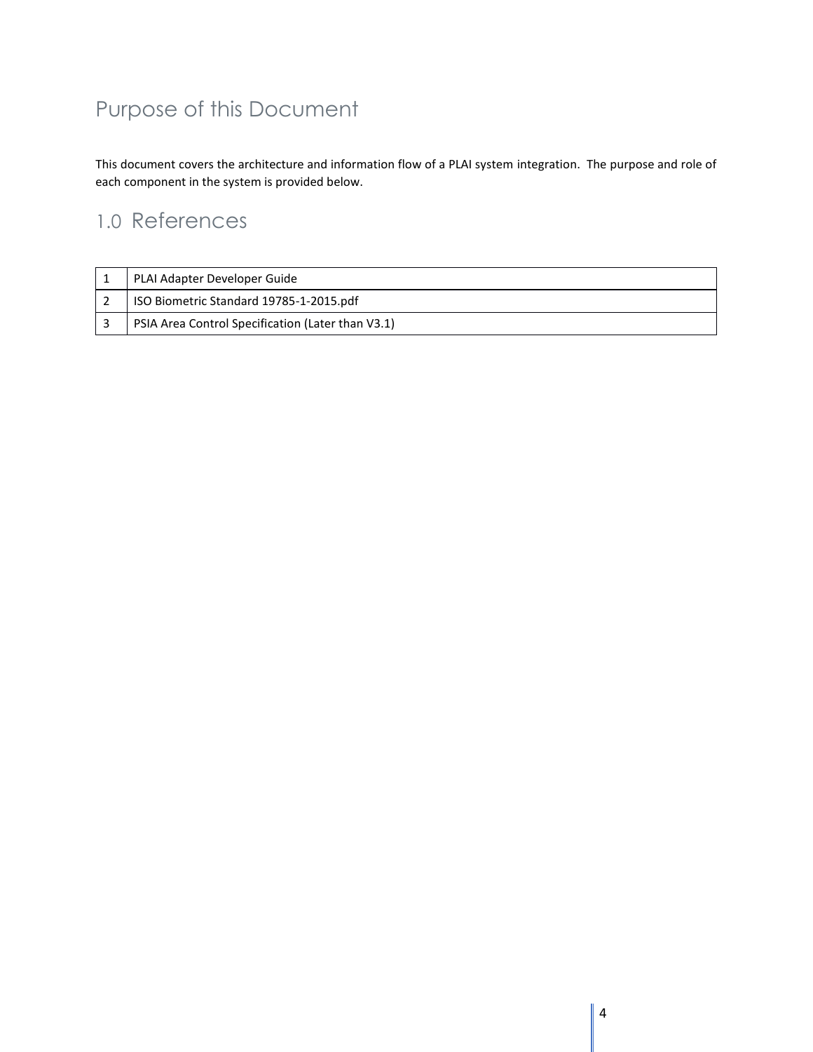# Purpose of this Document

This document covers the architecture and information flow of a PLAI system integration. The purpose and role of each component in the system is provided below.

## 1.0 References

| | |
|---|---|
| 1 | PLAI Adapter Developer Guide |
| 2 | ISO Biometric Standard 19785-1-2015.pdf |
| 3 | PSIA Area Control Specification (Later than V3.1) |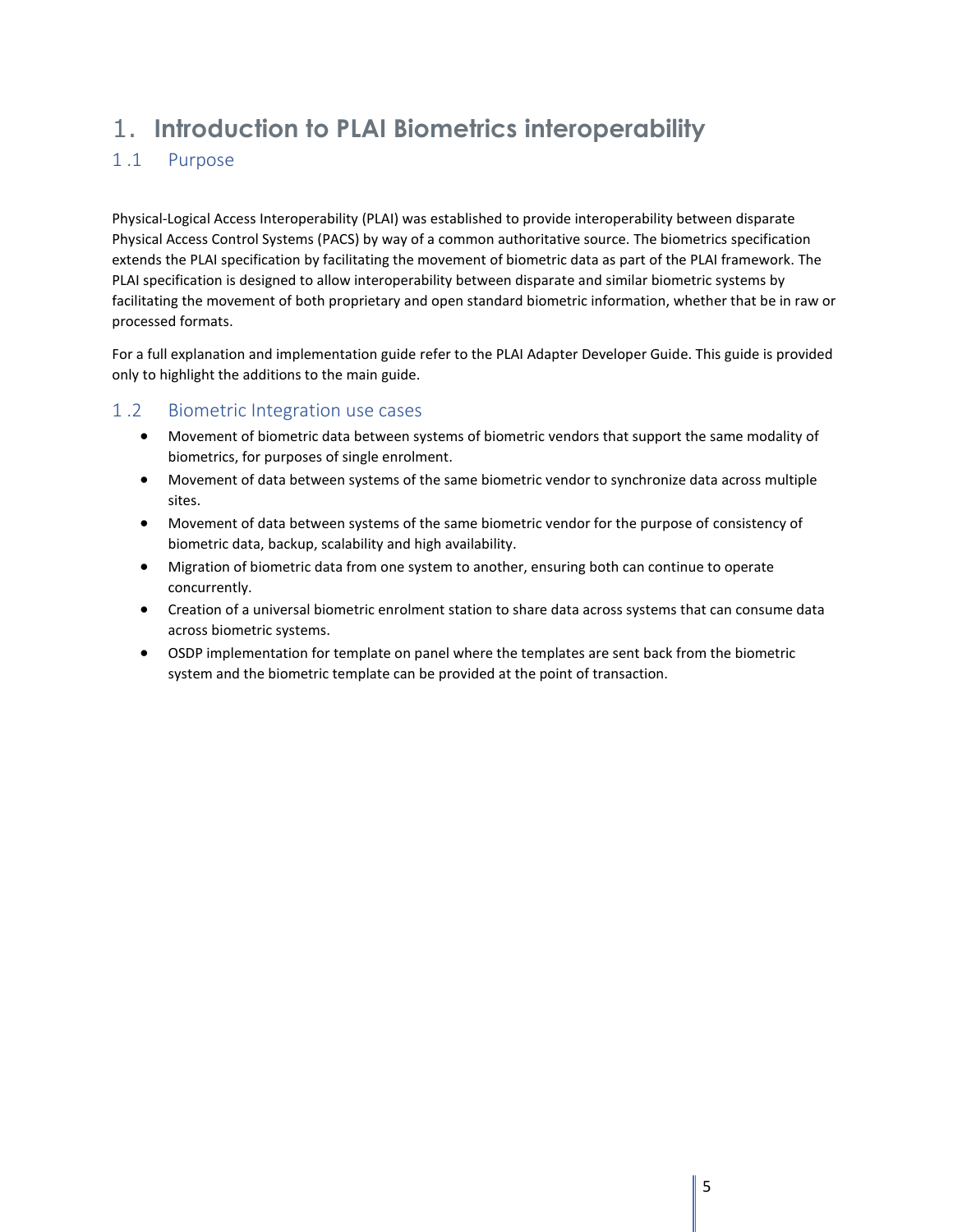# 1. Introduction to PLAI Biometrics interoperability

## 1.1 Purpose

Physical-Logical Access Interoperability (PLAI) was established to provide interoperability between disparate Physical Access Control Systems (PACS) by way of a common authoritative source. The biometrics specification extends the PLAI specification by facilitating the movement of biometric data as part of the PLAI framework. The PLAI specification is designed to allow interoperability between disparate and similar biometric systems by facilitating the movement of both proprietary and open standard biometric information, whether that be in raw or processed formats.

For a full explanation and implementation guide refer to the PLAI Adapter Developer Guide. This guide is provided only to highlight the additions to the main guide.

## 1.2 Biometric Integration use cases

- Movement of biometric data between systems of biometric vendors that support the same modality of biometrics, for purposes of single enrolment.
- Movement of data between systems of the same biometric vendor to synchronize data across multiple sites.
- Movement of data between systems of the same biometric vendor for the purpose of consistency of biometric data, backup, scalability and high availability.
- Migration of biometric data from one system to another, ensuring both can continue to operate concurrently.
- Creation of a universal biometric enrolment station to share data across systems that can consume data across biometric systems.
- OSDP implementation for template on panel where the templates are sent back from the biometric system and the biometric template can be provided at the point of transaction.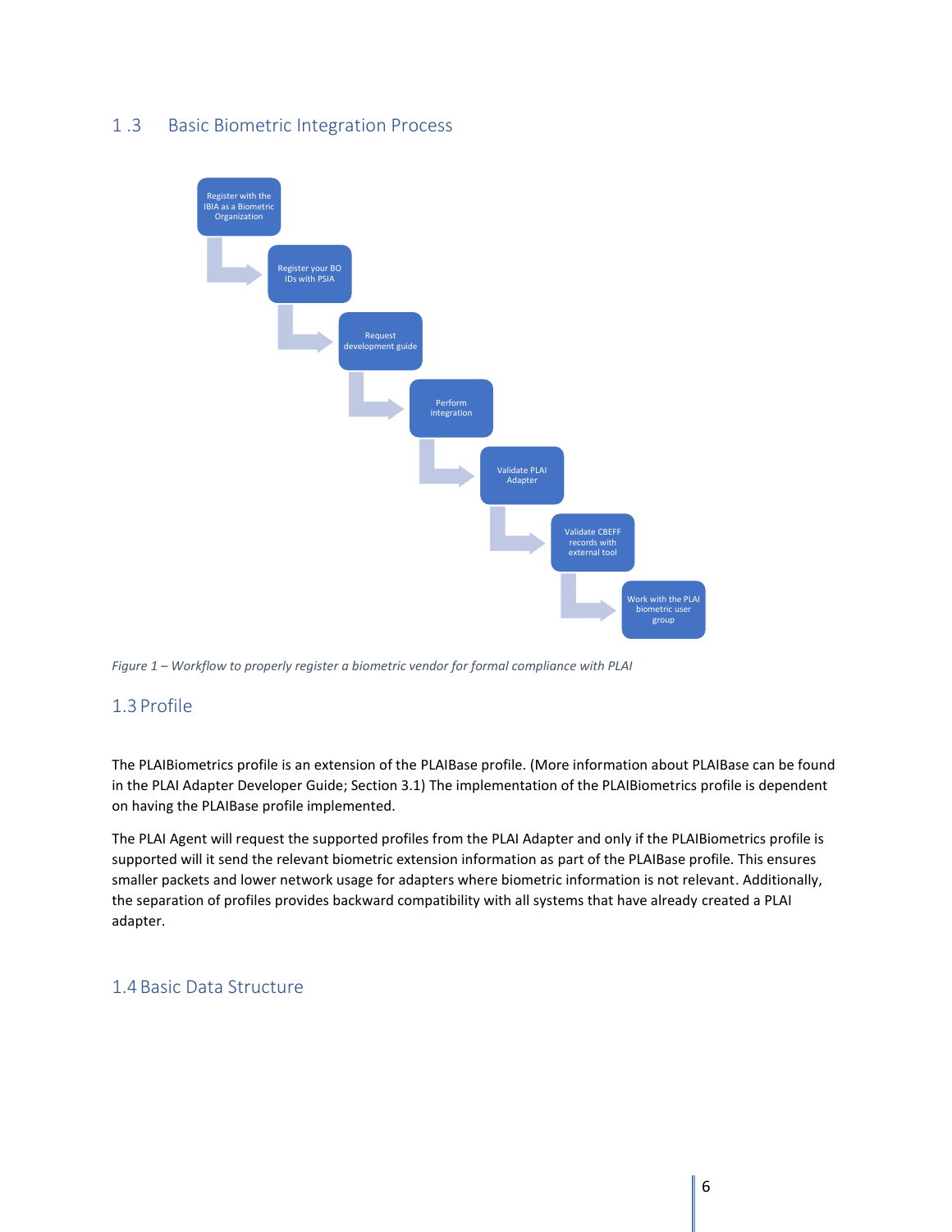## 1 .3 Basic Biometric Integration Process

Register with the IBIA as a Biometric Organization

Register your BO IDs with PSIA

Request development guide

Perform integration

Validate PLAI Adapter

Validate CBEFF records with external tool

Work with the PLAI biometric user group

*Figure 1 – Workflow to properly register a biometric vendor for formal compliance with PLAI*

## 1.3 Profile

The PLAIBiometrics profile is an extension of the PLAIBase profile. (More information about PLAIBase can be found in the PLAI Adapter Developer Guide; Section 3.1) The implementation of the PLAIBiometrics profile is dependent on having the PLAIBase profile implemented.

The PLAI Agent will request the supported profiles from the PLAI Adapter and only if the PLAIBiometrics profile is supported will it send the relevant biometric extension information as part of the PLAIBase profile. This ensures smaller packets and lower network usage for adapters where biometric information is not relevant. Additionally, the separation of profiles provides backward compatibility with all systems that have already created a PLAI adapter.

## 1.4 Basic Data Structure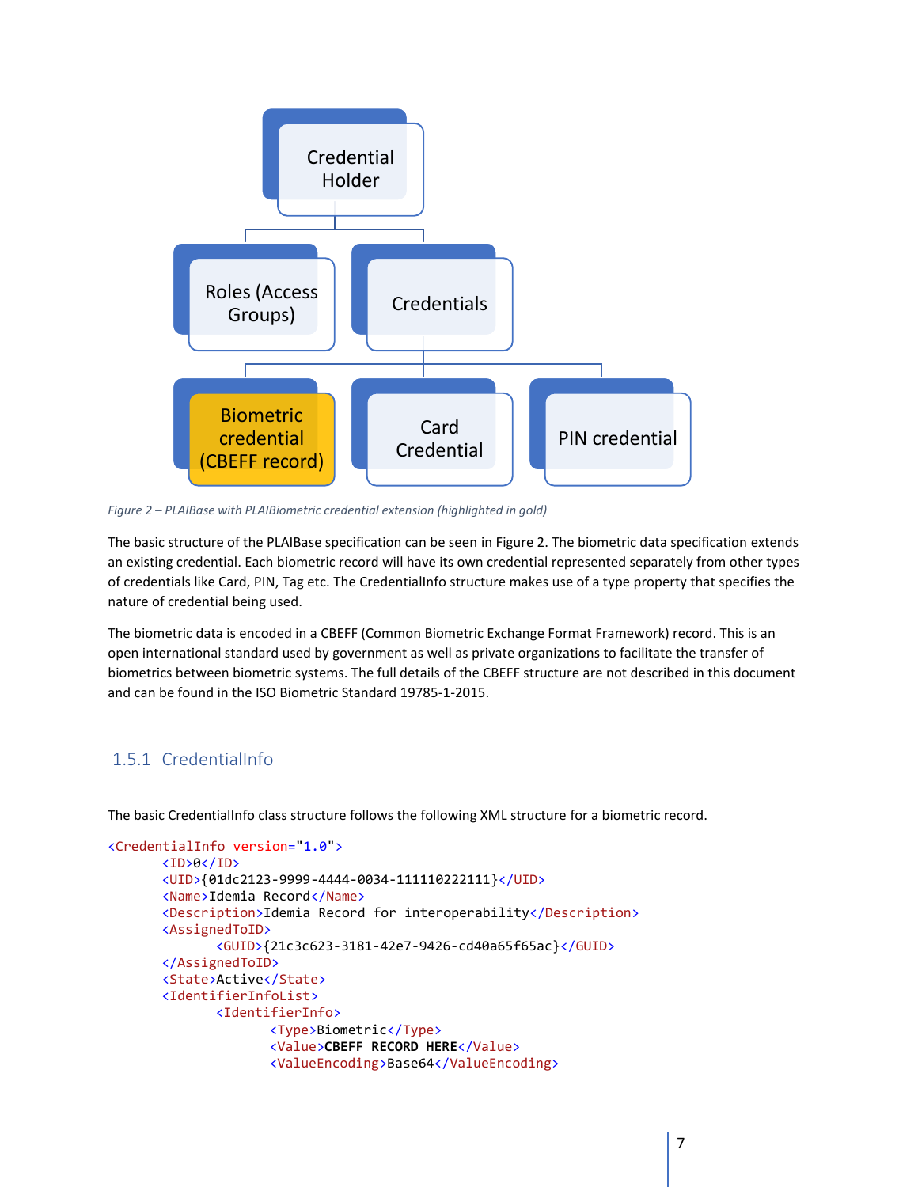Credential Holder

Roles (Access Groups)

Credentials

Biometric credential (CBEFF record)

Card Credential

PIN credential

*Figure 2 – PLAIBase with PLAIBiometric credential extension (highlighted in gold)*

The basic structure of the PLAIBase specification can be seen in Figure 2. The biometric data specification extends an existing credential. Each biometric record will have its own credential represented separately from other types of credentials like Card, PIN, Tag etc. The CredentialInfo structure makes use of a type property that specifies the nature of credential being used.

The biometric data is encoded in a CBEFF (Common Biometric Exchange Format Framework) record. This is an open international standard used by government as well as private organizations to facilitate the transfer of biometrics between biometric systems. The full details of the CBEFF structure are not described in this document and can be found in the ISO Biometric Standard 19785-1-2015.

### 1.5.1 CredentialInfo

The basic CredentialInfo class structure follows the following XML structure for a biometric record.

```
<CredentialInfo version="1.0">
        <ID>0</ID>
        <UID>{01dc2123-9999-4444-0034-111110222111}</UID>
        <Name>Idemia Record</Name>
        <Description>Idemia Record for interoperability</Description>
        <AssignedToID>
                <GUID>{21c3c623-3181-42e7-9426-cd40a65f65ac}</GUID>
        </AssignedToID>
        <State>Active</State>
        <IdentifierInfoList>
                <IdentifierInfo>
                        <Type>Biometric</Type>
                        <Value>CBEFF RECORD HERE</Value>
                        <ValueEncoding>Base64</ValueEncoding>
```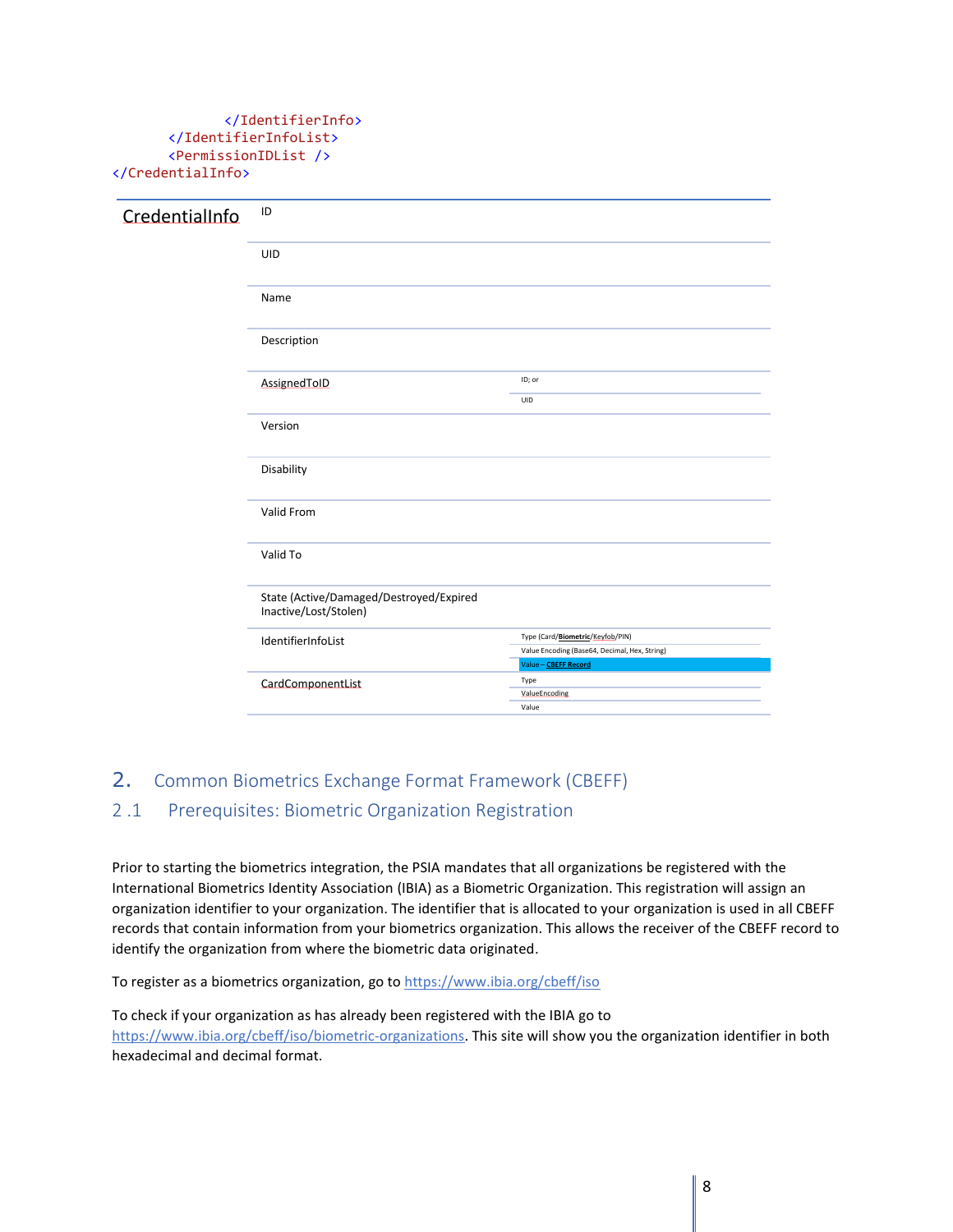```
            </IdentifierInfo>
        </IdentifierInfoList>
        <PermissionIDList />
</CredentialInfo>
```

| CredentialInfo | | |
|---|---|---|
| | ID | |
| | UID | |
| | Name | |
| | Description | |
| | AssignedToID | ID; or |
| | | UID |
| | Version | |
| | Disability | |
| | Valid From | |
| | Valid To | |
| | State (Active/Damaged/Destroyed/Expired Inactive/Lost/Stolen) | |
| | IdentifierInfoList | Type (Card/**Biometric**/Keyfob/PIN) |
| | | Value Encoding (Base64, Decimal, Hex, String) |
| | | Value – **CBEFF Record** |
| | CardComponentList | Type |
| | | ValueEncoding |
| | | Value |

# 2. Common Biometrics Exchange Format Framework (CBEFF)

## 2 .1 Prerequisites: Biometric Organization Registration

Prior to starting the biometrics integration, the PSIA mandates that all organizations be registered with the International Biometrics Identity Association (IBIA) as a Biometric Organization. This registration will assign an organization identifier to your organization. The identifier that is allocated to your organization is used in all CBEFF records that contain information from your biometrics organization. This allows the receiver of the CBEFF record to identify the organization from where the biometric data originated.

To register as a biometrics organization, go to https://www.ibia.org/cbeff/iso

To check if your organization as has already been registered with the IBIA go to https://www.ibia.org/cbeff/iso/biometric-organizations. This site will show you the organization identifier in both hexadecimal and decimal format.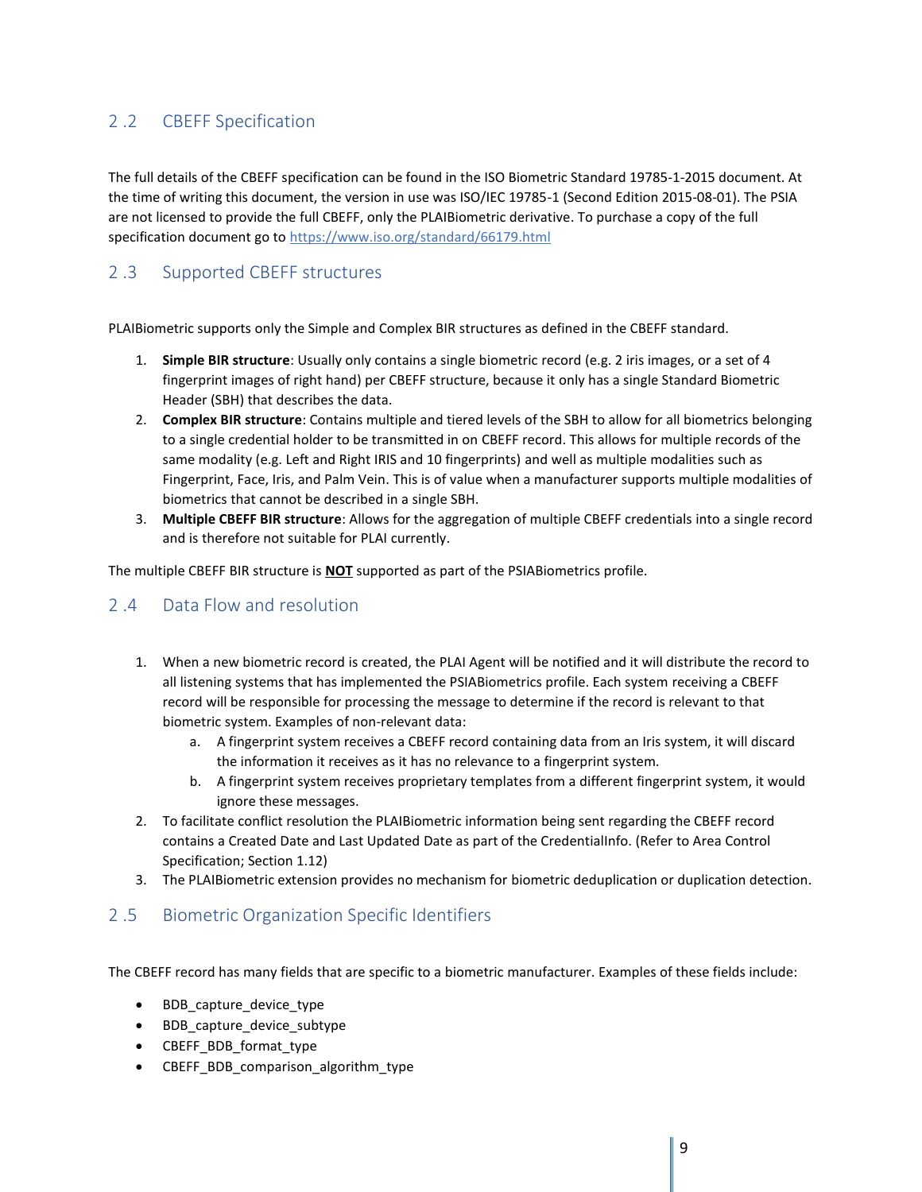## 2 .2 CBEFF Specification

The full details of the CBEFF specification can be found in the ISO Biometric Standard 19785-1-2015 document. At the time of writing this document, the version in use was ISO/IEC 19785-1 (Second Edition 2015-08-01). The PSIA are not licensed to provide the full CBEFF, only the PLAIBiometric derivative. To purchase a copy of the full specification document go to https://www.iso.org/standard/66179.html

## 2 .3 Supported CBEFF structures

PLAIBiometric supports only the Simple and Complex BIR structures as defined in the CBEFF standard.

1. **Simple BIR structure**: Usually only contains a single biometric record (e.g. 2 iris images, or a set of 4 fingerprint images of right hand) per CBEFF structure, because it only has a single Standard Biometric Header (SBH) that describes the data.
2. **Complex BIR structure**: Contains multiple and tiered levels of the SBH to allow for all biometrics belonging to a single credential holder to be transmitted in on CBEFF record. This allows for multiple records of the same modality (e.g. Left and Right IRIS and 10 fingerprints) and well as multiple modalities such as Fingerprint, Face, Iris, and Palm Vein. This is of value when a manufacturer supports multiple modalities of biometrics that cannot be described in a single SBH.
3. **Multiple CBEFF BIR structure**: Allows for the aggregation of multiple CBEFF credentials into a single record and is therefore not suitable for PLAI currently.

The multiple CBEFF BIR structure is <u>**NOT**</u> supported as part of the PSIABiometrics profile.

## 2 .4 Data Flow and resolution

1. When a new biometric record is created, the PLAI Agent will be notified and it will distribute the record to all listening systems that has implemented the PSIABiometrics profile. Each system receiving a CBEFF record will be responsible for processing the message to determine if the record is relevant to that biometric system. Examples of non-relevant data:
   a. A fingerprint system receives a CBEFF record containing data from an Iris system, it will discard the information it receives as it has no relevance to a fingerprint system.
   b. A fingerprint system receives proprietary templates from a different fingerprint system, it would ignore these messages.
2. To facilitate conflict resolution the PLAIBiometric information being sent regarding the CBEFF record contains a Created Date and Last Updated Date as part of the CredentialInfo. (Refer to Area Control Specification; Section 1.12)
3. The PLAIBiometric extension provides no mechanism for biometric deduplication or duplication detection.

## 2 .5 Biometric Organization Specific Identifiers

The CBEFF record has many fields that are specific to a biometric manufacturer. Examples of these fields include:

- BDB_capture_device_type
- BDB_capture_device_subtype
- CBEFF_BDB_format_type
- CBEFF_BDB_comparison_algorithm_type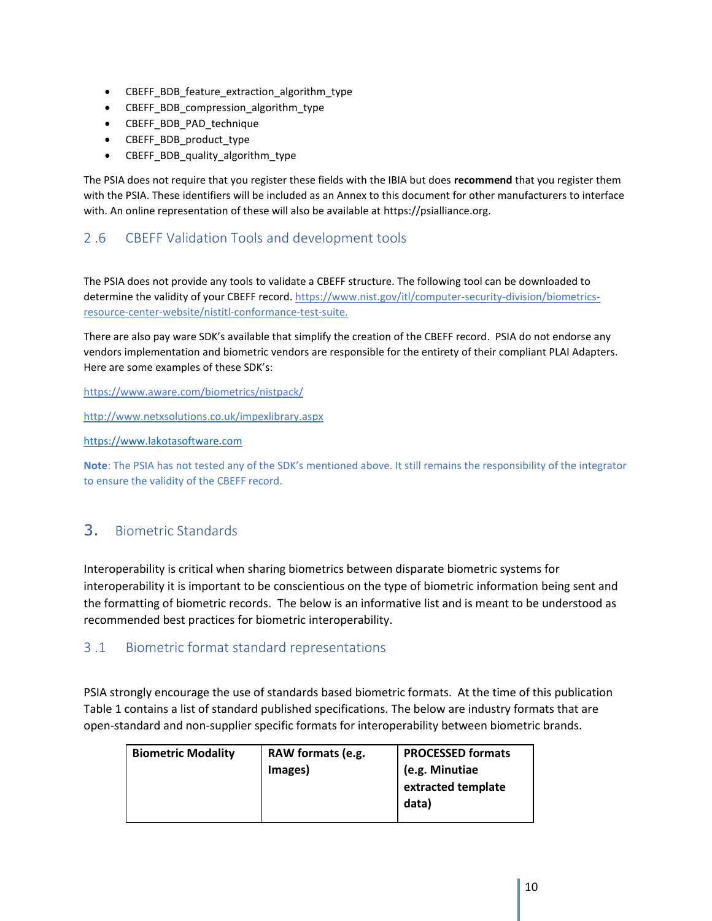- CBEFF_BDB_feature_extraction_algorithm_type
- CBEFF_BDB_compression_algorithm_type
- CBEFF_BDB_PAD_technique
- CBEFF_BDB_product_type
- CBEFF_BDB_quality_algorithm_type

The PSIA does not require that you register these fields with the IBIA but does **recommend** that you register them with the PSIA. These identifiers will be included as an Annex to this document for other manufacturers to interface with. An online representation of these will also be available at https://psialliance.org.

## 2 .6 CBEFF Validation Tools and development tools

The PSIA does not provide any tools to validate a CBEFF structure. The following tool can be downloaded to determine the validity of your CBEFF record. https://www.nist.gov/itl/computer-security-division/biometrics-resource-center-website/nistitl-conformance-test-suite.

There are also pay ware SDK's available that simplify the creation of the CBEFF record. PSIA do not endorse any vendors implementation and biometric vendors are responsible for the entirety of their compliant PLAI Adapters. Here are some examples of these SDK's:

https://www.aware.com/biometrics/nistpack/

http://www.netxsolutions.co.uk/impexlibrary.aspx

https://www.lakotasoftware.com

**Note**: The PSIA has not tested any of the SDK's mentioned above. It still remains the responsibility of the integrator to ensure the validity of the CBEFF record.

# 3. Biometric Standards

Interoperability is critical when sharing biometrics between disparate biometric systems for interoperability it is important to be conscientious on the type of biometric information being sent and the formatting of biometric records. The below is an informative list and is meant to be understood as recommended best practices for biometric interoperability.

## 3 .1 Biometric format standard representations

PSIA strongly encourage the use of standards based biometric formats. At the time of this publication Table 1 contains a list of standard published specifications. The below are industry formats that are open-standard and non-supplier specific formats for interoperability between biometric brands.

| Biometric Modality | RAW formats (e.g. Images) | PROCESSED formats (e.g. Minutiae extracted template data) |
| --- | --- | --- |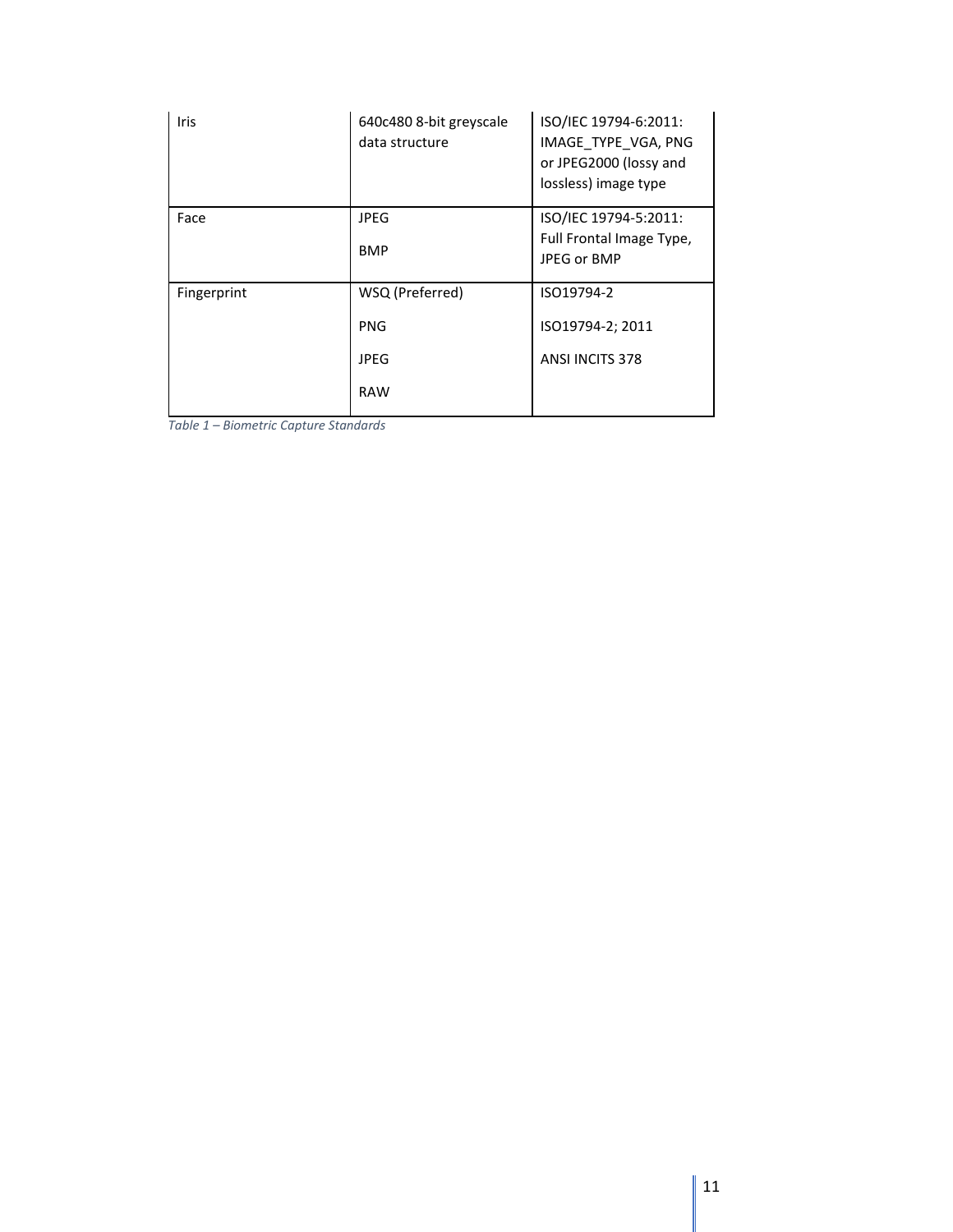| | | |
|---|---|---|
| Iris | 640c480 8-bit greyscale data structure | ISO/IEC 19794-6:2011: IMAGE_TYPE_VGA, PNG or JPEG2000 (lossy and lossless) image type |
| Face | JPEG<br><br>BMP | ISO/IEC 19794-5:2011: Full Frontal Image Type, JPEG or BMP |
| Fingerprint | WSQ (Preferred)<br><br>PNG<br><br>JPEG<br><br>RAW | ISO19794-2<br><br>ISO19794-2; 2011<br><br>ANSI INCITS 378 |

*Table 1 – Biometric Capture Standards*